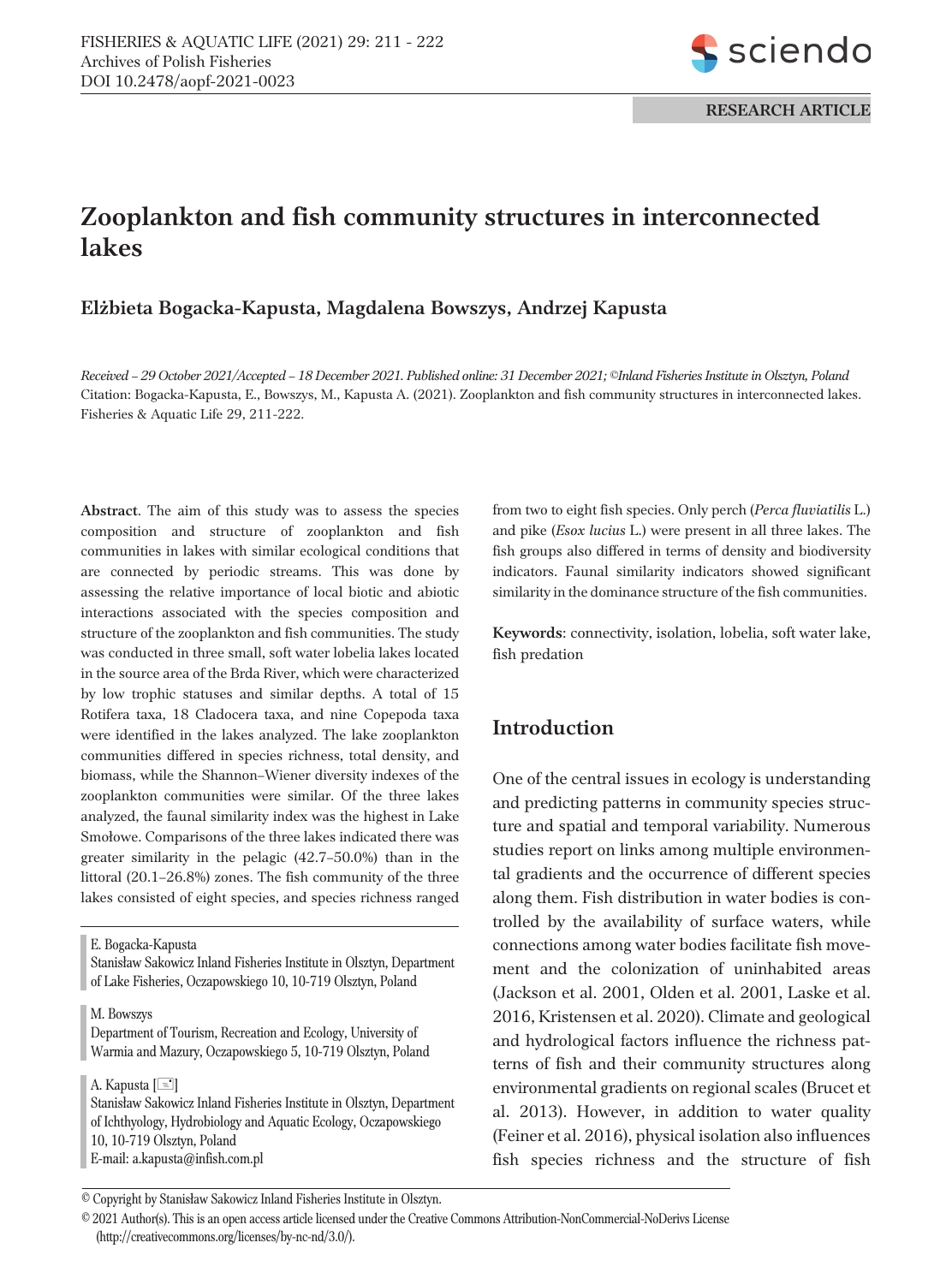**RESEARCH ARTICLE**

# Zooplankton and fish community structures in interconnected lakes

**Elżbieta Bogacka-Kapusta, Magdalena Bowszys, Andrzej Kapusta**

*Received – 29 October 2021/Accepted – 18 December 2021. Published online: 31 December 2021; ©Inland Fisheries Institute in Olsztyn, Poland*

Citation: Bogacka-Kapusta, E., Bowszys, M., Kapusta A. (2021). Zooplankton and fish community structures in interconnected lakes. Fisheries & Aquatic Life 29, 211-222.

**Abstract**. The aim of this study was to assess the species composition and structure of zooplankton and fish communities in lakes with similar ecological conditions that are connected by periodic streams. This was done by assessing the relative importance of local biotic and abiotic interactions associated with the species composition and structure of the zooplankton and fish communities. The study was conducted in three small, soft water lobelia lakes located in the source area of the Brda River, which were characterized by low trophic statuses and similar depths. A total of 15 Rotifera taxa, 18 Cladocera taxa, and nine Copepoda taxa were identified in the lakes analyzed. The lake zooplankton communities differed in species richness, total density, and biomass, while the Shannon–Wiener diversity indexes of the zooplankton communities were similar. Of the three lakes analyzed, the faunal similarity index was the highest in Lake Smołowe. Comparisons of the three lakes indicated there was greater similarity in the pelagic (42.7–50.0%) than in the littoral (20.1–26.8%) zones. The fish community of the three lakes consisted of eight species, and species richness ranged from two to eight fish species. Only perch (*Perca fluviatilis* L.) and pike (*Esox lucius* L.) were present in all three lakes. The fish groups also differed in terms of density and biodiversity indicators. Faunal similarity indicators showed significant similarity in the dominance structure of the fish communities.

**Keywords**: connectivity, isolation, lobelia, soft water lake, fish predation

E. Bogacka-Kapusta
Stanisław Sakowicz Inland Fisheries Institute in Olsztyn, Department of Lake Fisheries, Oczapowskiego 10, 10-719 Olsztyn, Poland

M. Bowszys
Department of Tourism, Recreation and Ecology, University of Warmia and Mazury, Oczapowskiego 5, 10-719 Olsztyn, Poland

A. Kapusta [✉]
Stanisław Sakowicz Inland Fisheries Institute in Olsztyn, Department of Ichthyology, Hydrobiology and Aquatic Ecology, Oczapowskiego 10, 10-719 Olsztyn, Poland
E-mail: a.kapusta@infish.com.pl

## Introduction

One of the central issues in ecology is understanding and predicting patterns in community species structure and spatial and temporal variability. Numerous studies report on links among multiple environmental gradients and the occurrence of different species along them. Fish distribution in water bodies is controlled by the availability of surface waters, while connections among water bodies facilitate fish movement and the colonization of uninhabited areas (Jackson et al. 2001, Olden et al. 2001, Laske et al. 2016, Kristensen et al. 2020). Climate and geological and hydrological factors influence the richness patterns of fish and their community structures along environmental gradients on regional scales (Brucet et al. 2013). However, in addition to water quality (Feiner et al. 2016), physical isolation also influences fish species richness and the structure of fish

© Copyright by Stanisław Sakowicz Inland Fisheries Institute in Olsztyn.

© 2021 Author(s). This is an open access article licensed under the Creative Commons Attribution-NonCommercial-NoDerivs License (http://creativecommons.org/licenses/by-nc-nd/3.0/).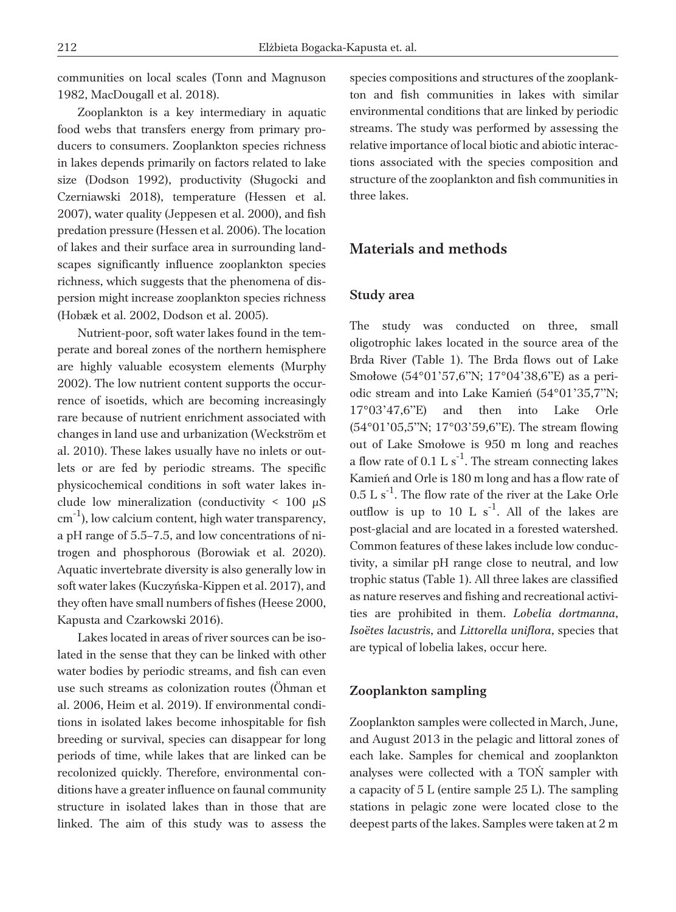communities on local scales (Tonn and Magnuson 1982, MacDougall et al. 2018).

Zooplankton is a key intermediary in aquatic food webs that transfers energy from primary producers to consumers. Zooplankton species richness in lakes depends primarily on factors related to lake size (Dodson 1992), productivity (Sługocki and Czerniawski 2018), temperature (Hessen et al. 2007), water quality (Jeppesen et al. 2000), and fish predation pressure (Hessen et al. 2006). The location of lakes and their surface area in surrounding landscapes significantly influence zooplankton species richness, which suggests that the phenomena of dispersion might increase zooplankton species richness (Hobæk et al. 2002, Dodson et al. 2005).

Nutrient-poor, soft water lakes found in the temperate and boreal zones of the northern hemisphere are highly valuable ecosystem elements (Murphy 2002). The low nutrient content supports the occurrence of isoetids, which are becoming increasingly rare because of nutrient enrichment associated with changes in land use and urbanization (Weckström et al. 2010). These lakes usually have no inlets or outlets or are fed by periodic streams. The specific physicochemical conditions in soft water lakes include low mineralization (conductivity < 100 μS $cm^{-1}$), low calcium content, high water transparency, a pH range of 5.5–7.5, and low concentrations of nitrogen and phosphorous (Borowiak et al. 2020). Aquatic invertebrate diversity is also generally low in soft water lakes (Kuczyńska-Kippen et al. 2017), and they often have small numbers of fishes (Heese 2000, Kapusta and Czarkowski 2016).

Lakes located in areas of river sources can be isolated in the sense that they can be linked with other water bodies by periodic streams, and fish can even use such streams as colonization routes (Öhman et al. 2006, Heim et al. 2019). If environmental conditions in isolated lakes become inhospitable for fish breeding or survival, species can disappear for long periods of time, while lakes that are linked can be recolonized quickly. Therefore, environmental conditions have a greater influence on faunal community structure in isolated lakes than in those that are linked. The aim of this study was to assess the species compositions and structures of the zooplankton and fish communities in lakes with similar environmental conditions that are linked by periodic streams. The study was performed by assessing the relative importance of local biotic and abiotic interactions associated with the species composition and structure of the zooplankton and fish communities in three lakes.

## Materials and methods

### Study area

The study was conducted on three, small oligotrophic lakes located in the source area of the Brda River (Table 1). The Brda flows out of Lake Smołowe (54°01'57,6"N; 17°04'38,6"E) as a periodic stream and into Lake Kamień (54°01'35,7"N; 17°03'47,6"E) and then into Lake Orle (54°01'05,5"N; 17°03'59,6"E). The stream flowing out of Lake Smołowe is 950 m long and reaches a flow rate of 0.1 L $s^{-1}$. The stream connecting lakes Kamień and Orle is 180 m long and has a flow rate of 0.5 L $s^{-1}$. The flow rate of the river at the Lake Orle outflow is up to 10 L $s^{-1}$. All of the lakes are post-glacial and are located in a forested watershed. Common features of these lakes include low conductivity, a similar pH range close to neutral, and low trophic status (Table 1). All three lakes are classified as nature reserves and fishing and recreational activities are prohibited in them. *Lobelia dortmanna*, *Isoëtes lacustris*, and *Littorella uniflora*, species that are typical of lobelia lakes, occur here.

### Zooplankton sampling

Zooplankton samples were collected in March, June, and August 2013 in the pelagic and littoral zones of each lake. Samples for chemical and zooplankton analyses were collected with a TOŃ sampler with a capacity of 5 L (entire sample 25 L). The sampling stations in pelagic zone were located close to the deepest parts of the lakes. Samples were taken at 2 m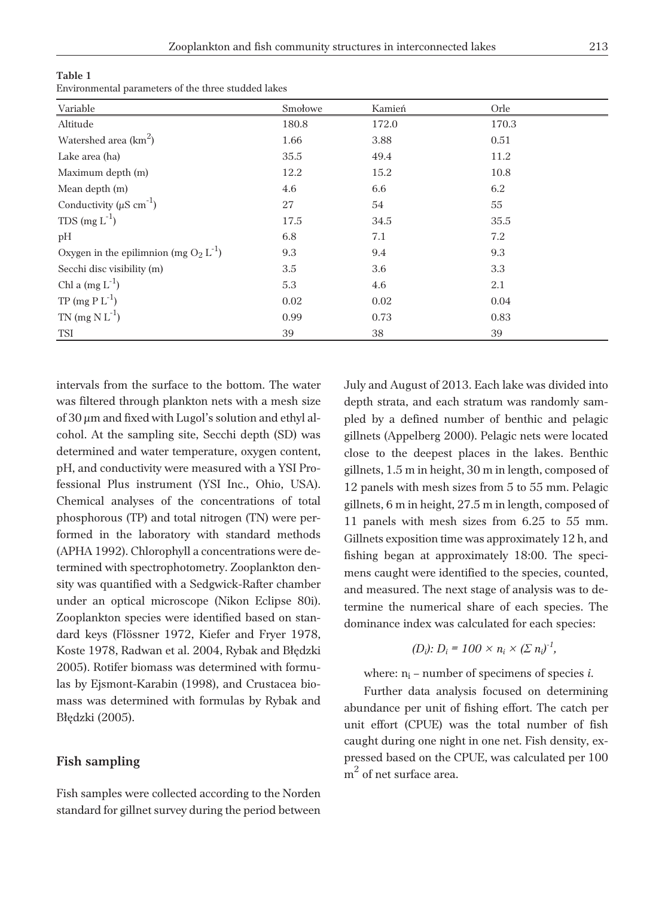**Table 1**
Environmental parameters of the three studded lakes

| Variable | Smołowe | Kamień | Orle |
|---|---|---|---|
| Altitude | 180.8 | 172.0 | 170.3 |
| Watershed area ($km^2$) | 1.66 | 3.88 | 0.51 |
| Lake area (ha) | 35.5 | 49.4 | 11.2 |
| Maximum depth (m) | 12.2 | 15.2 | 10.8 |
| Mean depth (m) | 4.6 | 6.6 | 6.2 |
| Conductivity ($\mu S\ cm^{-1}$) | 27 | 54 | 55 |
| TDS ($mg\ L^{-1}$) | 17.5 | 34.5 | 35.5 |
| pH | 6.8 | 7.1 | 7.2 |
| Oxygen in the epilimnion ($mg\ O_2\ L^{-1}$) | 9.3 | 9.4 | 9.3 |
| Secchi disc visibility (m) | 3.5 | 3.6 | 3.3 |
| Chl a ($mg\ L^{-1}$) | 5.3 | 4.6 | 2.1 |
| TP ($mg\ P\ L^{-1}$) | 0.02 | 0.02 | 0.04 |
| TN ($mg\ N\ L^{-1}$) | 0.99 | 0.73 | 0.83 |
| TSI | 39 | 38 | 39 |

intervals from the surface to the bottom. The water was filtered through plankton nets with a mesh size of 30 μm and fixed with Lugol's solution and ethyl alcohol. At the sampling site, Secchi depth (SD) was determined and water temperature, oxygen content, pH, and conductivity were measured with a YSI Professional Plus instrument (YSI Inc., Ohio, USA). Chemical analyses of the concentrations of total phosphorous (TP) and total nitrogen (TN) were performed in the laboratory with standard methods (APHA 1992). Chlorophyll a concentrations were determined with spectrophotometry. Zooplankton density was quantified with a Sedgwick-Rafter chamber under an optical microscope (Nikon Eclipse 80i). Zooplankton species were identified based on standard keys (Flössner 1972, Kiefer and Fryer 1978, Koste 1978, Radwan et al. 2004, Rybak and Błędzki 2005). Rotifer biomass was determined with formulas by Ejsmont-Karabin (1998), and Crustacea biomass was determined with formulas by Rybak and Błędzki (2005).

## Fish sampling

Fish samples were collected according to the Norden standard for gillnet survey during the period between July and August of 2013. Each lake was divided into depth strata, and each stratum was randomly sampled by a defined number of benthic and pelagic gillnets (Appelberg 2000). Pelagic nets were located close to the deepest places in the lakes. Benthic gillnets, 1.5 m in height, 30 m in length, composed of 12 panels with mesh sizes from 5 to 55 mm. Pelagic gillnets, 6 m in height, 27.5 m in length, composed of 11 panels with mesh sizes from 6.25 to 55 mm. Gillnets exposition time was approximately 12 h, and fishing began at approximately 18:00. The specimens caught were identified to the species, counted, and measured. The next stage of analysis was to determine the numerical share of each species. The dominance index was calculated for each species:

$$(D_i)\text{: } D_i = 100 \times n_i \times (\Sigma\, n_i)^{-1},$$

where: $n_i$ – number of specimens of species *i*.

Further data analysis focused on determining abundance per unit of fishing effort. The catch per unit effort (CPUE) was the total number of fish caught during one night in one net. Fish density, expressed based on the CPUE, was calculated per 100 $m^2$ of net surface area.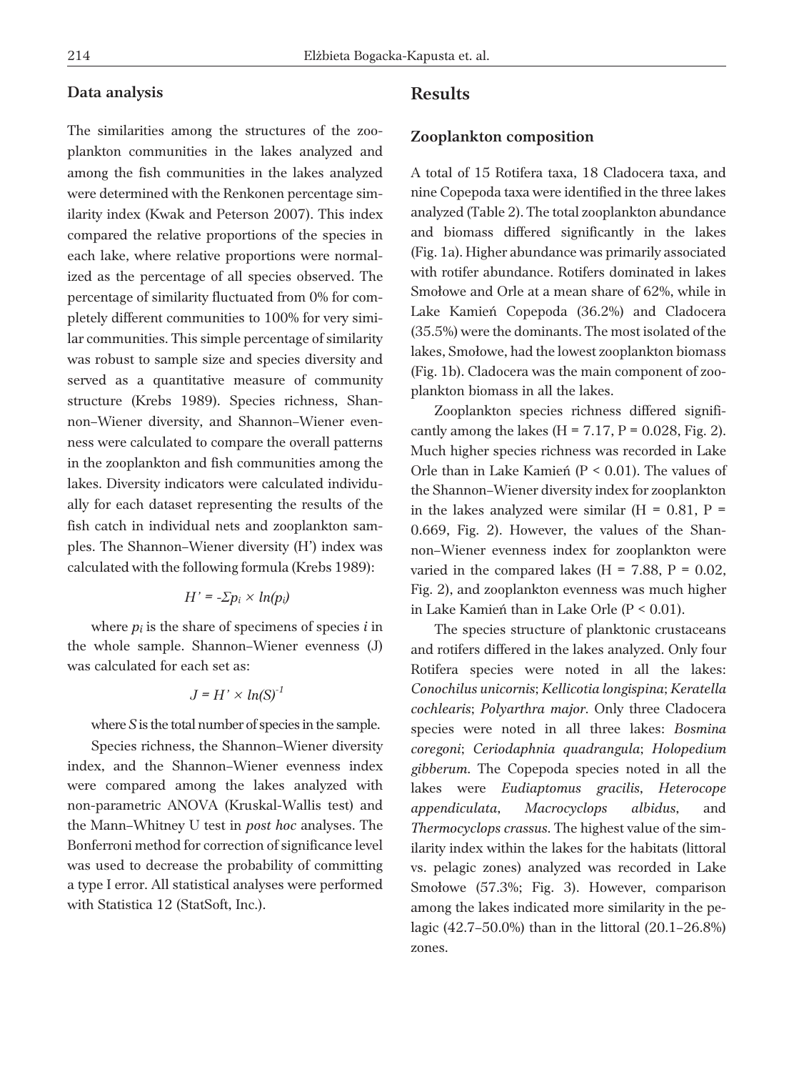### Data analysis

The similarities among the structures of the zooplankton communities in the lakes analyzed and among the fish communities in the lakes analyzed were determined with the Renkonen percentage similarity index (Kwak and Peterson 2007). This index compared the relative proportions of the species in each lake, where relative proportions were normalized as the percentage of all species observed. The percentage of similarity fluctuated from 0% for completely different communities to 100% for very similar communities. This simple percentage of similarity was robust to sample size and species diversity and served as a quantitative measure of community structure (Krebs 1989). Species richness, Shannon–Wiener diversity, and Shannon–Wiener evenness were calculated to compare the overall patterns in the zooplankton and fish communities among the lakes. Diversity indicators were calculated individually for each dataset representing the results of the fish catch in individual nets and zooplankton samples. The Shannon–Wiener diversity (H') index was calculated with the following formula (Krebs 1989):

$$H' = -\Sigma p_i \times ln(p_i)$$

where $p_i$ is the share of specimens of species $i$ in the whole sample. Shannon–Wiener evenness (J) was calculated for each set as:

$$J = H' \times ln(S)^{-1}$$

where $S$ is the total number of species in the sample.

Species richness, the Shannon–Wiener diversity index, and the Shannon–Wiener evenness index were compared among the lakes analyzed with non-parametric ANOVA (Kruskal-Wallis test) and the Mann–Whitney U test in *post hoc* analyses. The Bonferroni method for correction of significance level was used to decrease the probability of committing a type I error. All statistical analyses were performed with Statistica 12 (StatSoft, Inc.).

## Results

### Zooplankton composition

A total of 15 Rotifera taxa, 18 Cladocera taxa, and nine Copepoda taxa were identified in the three lakes analyzed (Table 2). The total zooplankton abundance and biomass differed significantly in the lakes (Fig. 1a). Higher abundance was primarily associated with rotifer abundance. Rotifers dominated in lakes Smołowe and Orle at a mean share of 62%, while in Lake Kamień Copepoda (36.2%) and Cladocera (35.5%) were the dominants. The most isolated of the lakes, Smołowe, had the lowest zooplankton biomass (Fig. 1b). Cladocera was the main component of zooplankton biomass in all the lakes.

Zooplankton species richness differed significantly among the lakes ($H = 7.17$, $P = 0.028$, Fig. 2). Much higher species richness was recorded in Lake Orle than in Lake Kamień ($P < 0.01$). The values of the Shannon–Wiener diversity index for zooplankton in the lakes analyzed were similar ($H = 0.81$, $P = 0.669$, Fig. 2). However, the values of the Shannon–Wiener evenness index for zooplankton were varied in the compared lakes ($H = 7.88$, $P = 0.02$, Fig. 2), and zooplankton evenness was much higher in Lake Kamień than in Lake Orle ($P < 0.01$).

The species structure of planktonic crustaceans and rotifers differed in the lakes analyzed. Only four Rotifera species were noted in all the lakes: *Conochilus unicornis*; *Kellicotia longispina*; *Keratella cochlearis*; *Polyarthra major*. Only three Cladocera species were noted in all three lakes: *Bosmina coregoni*; *Ceriodaphnia quadrangula*; *Holopedium gibberum*. The Copepoda species noted in all the lakes were *Eudiaptomus gracilis*, *Heterocope appendiculata*, *Macrocyclops albidus*, and *Thermocyclops crassus*. The highest value of the similarity index within the lakes for the habitats (littoral vs. pelagic zones) analyzed was recorded in Lake Smołowe (57.3%; Fig. 3). However, comparison among the lakes indicated more similarity in the pelagic (42.7–50.0%) than in the littoral (20.1–26.8%) zones.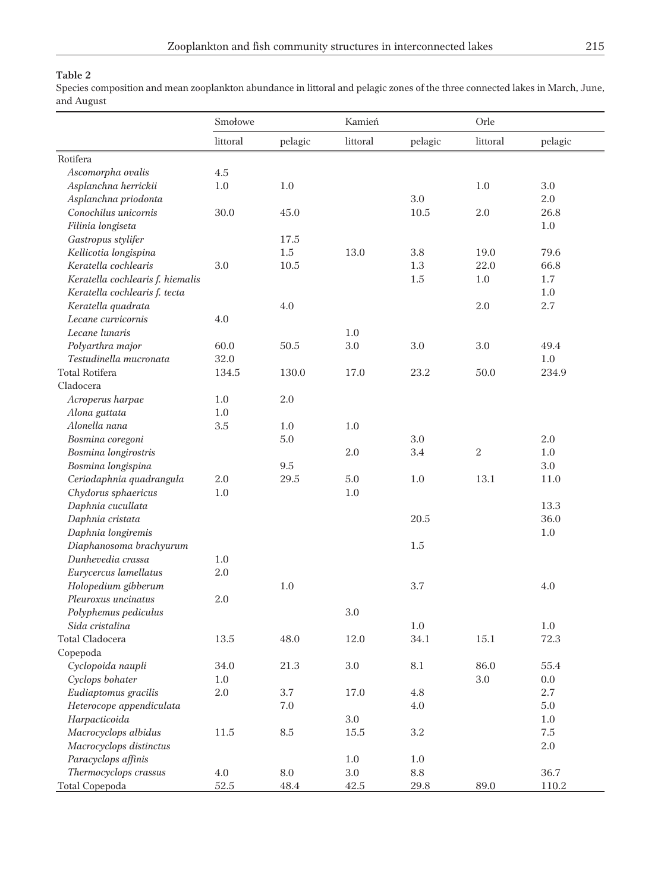**Table 2**

Species composition and mean zooplankton abundance in littoral and pelagic zones of the three connected lakes in March, June, and August

| | Smołowe | | Kamień | | Orle | |
|---|---|---|---|---|---|---|
| | littoral | pelagic | littoral | pelagic | littoral | pelagic |
| Rotifera | | | | | | |
| *Ascomorpha ovalis* | 4.5 | | | | | |
| *Asplanchna herrickii* | 1.0 | 1.0 | | | 1.0 | 3.0 |
| *Asplanchna priodonta* | | | | 3.0 | | 2.0 |
| *Conochilus unicornis* | 30.0 | 45.0 | | 10.5 | 2.0 | 26.8 |
| *Filinia longiseta* | | | | | | 1.0 |
| *Gastropus stylifer* | | 17.5 | | | | |
| *Kellicotia longispina* | | 1.5 | 13.0 | 3.8 | 19.0 | 79.6 |
| *Keratella cochlearis* | 3.0 | 10.5 | | 1.3 | 22.0 | 66.8 |
| *Keratella cochlearis f. hiemalis* | | | | 1.5 | 1.0 | 1.7 |
| *Keratella cochlearis f. tecta* | | | | | | 1.0 |
| *Keratella quadrata* | | 4.0 | | | 2.0 | 2.7 |
| *Lecane curvicornis* | 4.0 | | | | | |
| *Lecane lunaris* | | | 1.0 | | | |
| *Polyarthra major* | 60.0 | 50.5 | 3.0 | 3.0 | 3.0 | 49.4 |
| *Testudinella mucronata* | 32.0 | | | | | 1.0 |
| Total Rotifera | 134.5 | 130.0 | 17.0 | 23.2 | 50.0 | 234.9 |
| Cladocera | | | | | | |
| *Acroperus harpae* | 1.0 | 2.0 | | | | |
| *Alona guttata* | 1.0 | | | | | |
| *Alonella nana* | 3.5 | 1.0 | 1.0 | | | |
| *Bosmina coregoni* | | 5.0 | | 3.0 | | 2.0 |
| *Bosmina longirostris* | | | 2.0 | 3.4 | 2 | 1.0 |
| *Bosmina longispina* | | 9.5 | | | | 3.0 |
| *Ceriodaphnia quadrangula* | 2.0 | 29.5 | 5.0 | 1.0 | 13.1 | 11.0 |
| *Chydorus sphaericus* | 1.0 | | 1.0 | | | |
| *Daphnia cucullata* | | | | | | 13.3 |
| *Daphnia cristata* | | | | 20.5 | | 36.0 |
| *Daphnia longiremis* | | | | | | 1.0 |
| *Diaphanosoma brachyurum* | | | | 1.5 | | |
| *Dunhevedia crassa* | 1.0 | | | | | |
| *Eurycercus lamellatus* | 2.0 | | | | | |
| *Holopedium gibberum* | | 1.0 | | 3.7 | | 4.0 |
| *Pleuroxus uncinatus* | 2.0 | | | | | |
| *Polyphemus pediculus* | | | 3.0 | | | |
| *Sida cristalina* | | | | 1.0 | | 1.0 |
| Total Cladocera | 13.5 | 48.0 | 12.0 | 34.1 | 15.1 | 72.3 |
| Copepoda | | | | | | |
| *Cyclopoida naupli* | 34.0 | 21.3 | 3.0 | 8.1 | 86.0 | 55.4 |
| *Cyclops bohater* | 1.0 | | | | 3.0 | 0.0 |
| *Eudiaptomus gracilis* | 2.0 | 3.7 | 17.0 | 4.8 | | 2.7 |
| *Heterocope appendiculata* | | 7.0 | | 4.0 | | 5.0 |
| *Harpacticoida* | | | 3.0 | | | 1.0 |
| *Macrocyclops albidus* | 11.5 | 8.5 | 15.5 | 3.2 | | 7.5 |
| *Macrocyclops distinctus* | | | | | | 2.0 |
| *Paracyclops affinis* | | | 1.0 | 1.0 | | |
| *Thermocyclops crassus* | 4.0 | 8.0 | 3.0 | 8.8 | | 36.7 |
| Total Copepoda | 52.5 | 48.4 | 42.5 | 29.8 | 89.0 | 110.2 |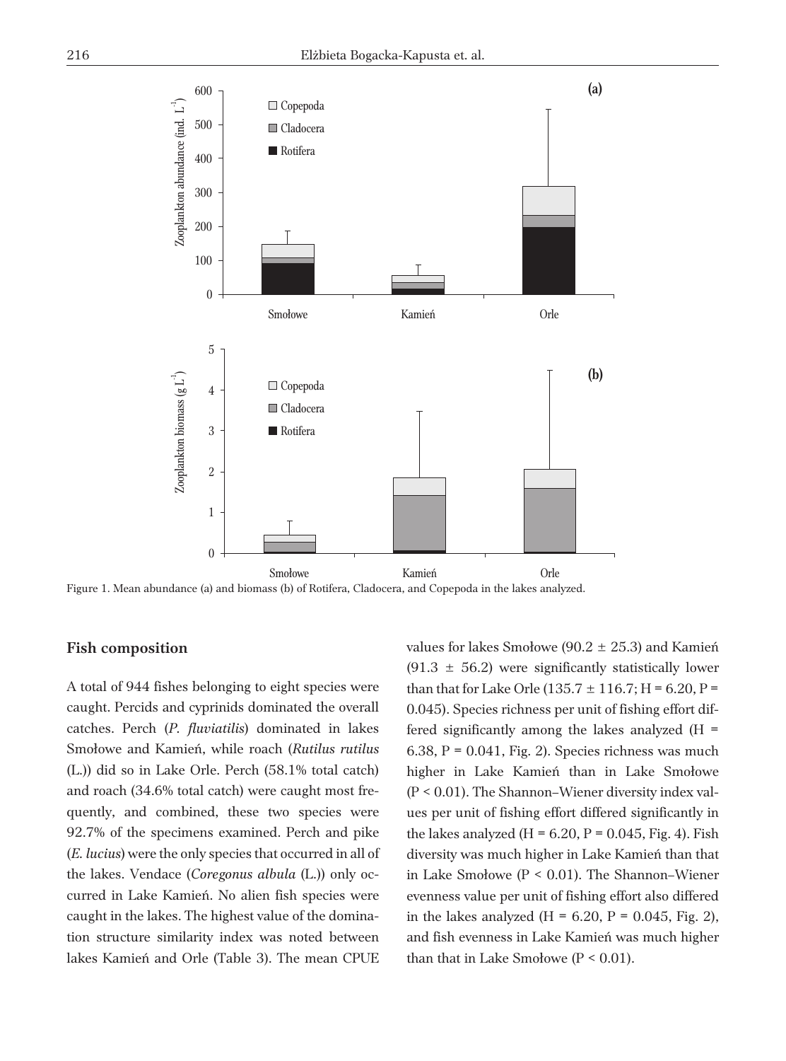(a)

600
500
400
300
200
100
0

Zooplankton abundance (ind. $L^{-1}$)

Copepoda
Cladocera
Rotifera

Smołowe
Kamień
Orle

(b)

5
4
3
2
1
0

Zooplankton biomass (g $L^{-1}$)

Copepoda
Cladocera
Rotifera

Smołowe
Kamień
Orle

Figure 1. Mean abundance (a) and biomass (b) of Rotifera, Cladocera, and Copepoda in the lakes analyzed.

### Fish composition

A total of 944 fishes belonging to eight species were caught. Percids and cyprinids dominated the overall catches. Perch (*P. fluviatilis*) dominated in lakes Smołowe and Kamień, while roach (*Rutilus rutilus* (L.)) did so in Lake Orle. Perch (58.1% total catch) and roach (34.6% total catch) were caught most frequently, and combined, these two species were 92.7% of the specimens examined. Perch and pike (*E. lucius*) were the only species that occurred in all of the lakes. Vendace (*Coregonus albula* (L.)) only occurred in Lake Kamień. No alien fish species were caught in the lakes. The highest value of the domination structure similarity index was noted between lakes Kamień and Orle (Table 3). The mean CPUE values for lakes Smołowe (90.2 ± 25.3) and Kamień (91.3 ± 56.2) were significantly statistically lower than that for Lake Orle (135.7 ± 116.7; H = 6.20, P = 0.045). Species richness per unit of fishing effort differed significantly among the lakes analyzed (H = 6.38, P = 0.041, Fig. 2). Species richness was much higher in Lake Kamień than in Lake Smołowe ($P < 0.01$). The Shannon–Wiener diversity index values per unit of fishing effort differed significantly in the lakes analyzed (H = 6.20, P = 0.045, Fig. 4). Fish diversity was much higher in Lake Kamień than that in Lake Smołowe ($P < 0.01$). The Shannon–Wiener evenness value per unit of fishing effort also differed in the lakes analyzed (H = 6.20, P = 0.045, Fig. 2), and fish evenness in Lake Kamień was much higher than that in Lake Smołowe ($P < 0.01$).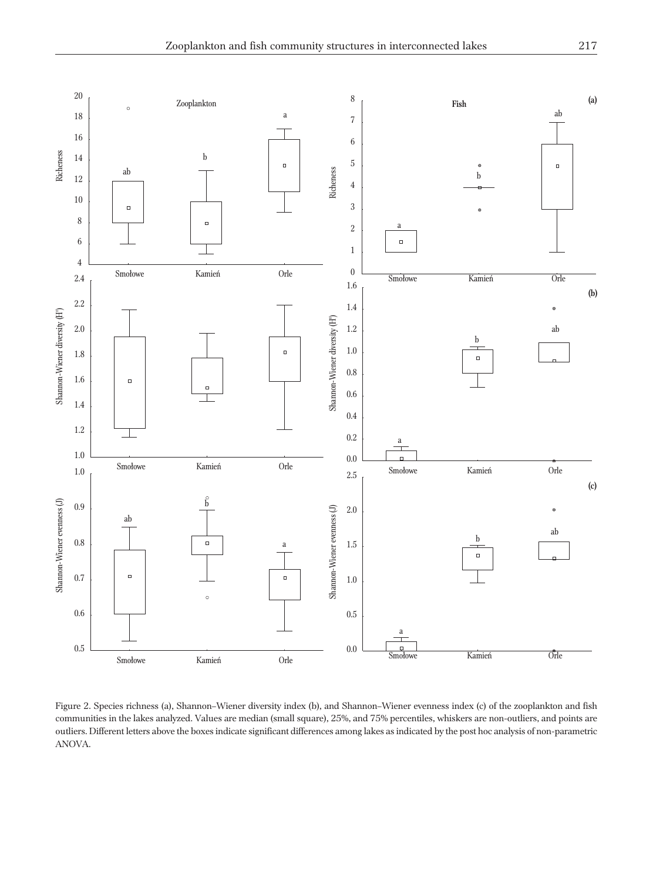Zooplankton

Fish

(a)

Richeness

20
18
16
14
12
10
8
6
4

a

ab

b

Smołowe Kamień Orle

8
7
6
5
4
3
2
1
0

ab

b

a

Smołowe Kamień Orle

(b)

Shannon-Wiener diversity (H')

2.4
2.2
2.0
1.8
1.6
1.4
1.2
1.0

Smołowe Kamień Orle

1.6
1.4
1.2
1.0
0.8
0.6
0.4
0.2
0.0

ab

b

a

Smołowe Kamień Orle

(c)

Shannon-Wiener evenness (J)

1.0
0.9
0.8
0.7
0.6
0.5

b

ab

a

Smołowe Kamień Orle

2.5
2.0
1.5
1.0
0.5
0.0

ab

b

a

Smołowe Kamień Orle

Figure 2. Species richness (a), Shannon–Wiener diversity index (b), and Shannon–Wiener evenness index (c) of the zooplankton and fish communities in the lakes analyzed. Values are median (small square), 25%, and 75% percentiles, whiskers are non-outliers, and points are outliers. Different letters above the boxes indicate significant differences among lakes as indicated by the post hoc analysis of non-parametric ANOVA.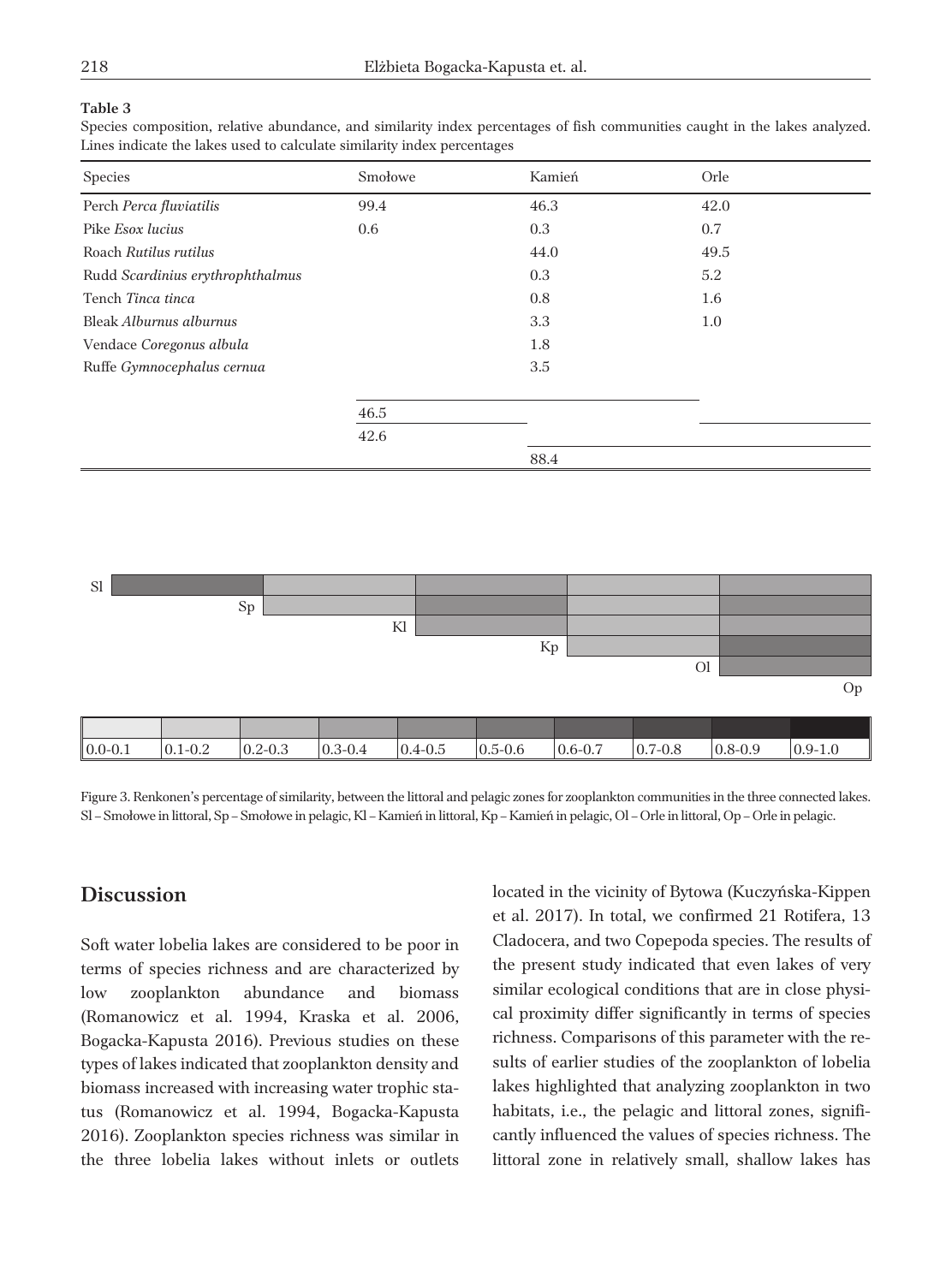**Table 3**

Species composition, relative abundance, and similarity index percentages of fish communities caught in the lakes analyzed. Lines indicate the lakes used to calculate similarity index percentages

| Species | Smołowe | Kamień | Orle |
|---|---|---|---|
| Perch *Perca fluviatilis* | 99.4 | 46.3 | 42.0 |
| Pike *Esox lucius* | 0.6 | 0.3 | 0.7 |
| Roach *Rutilus rutilus* | | 44.0 | 49.5 |
| Rudd *Scardinius erythrophthalmus* | | 0.3 | 5.2 |
| Tench *Tinca tinca* | | 0.8 | 1.6 |
| Bleak *Alburnus alburnus* | | 3.3 | 1.0 |
| Vendace *Coregonus albula* | | 1.8 | |
| Ruffe *Gymnocephalus cernua* | | 3.5 | |
| | 46.5 | | |
| | 42.6 | | |
| | | 88.4 | |

Sl
Sp
Kl
Kp
Ol
Op

0.0-0.1 0.1-0.2 0.2-0.3 0.3-0.4 0.4-0.5 0.5-0.6 0.6-0.7 0.7-0.8 0.8-0.9 0.9-1.0

Figure 3. Renkonen's percentage of similarity, between the littoral and pelagic zones for zooplankton communities in the three connected lakes. Sl – Smołowe in littoral, Sp – Smołowe in pelagic, Kl – Kamień in littoral, Kp – Kamień in pelagic, Ol – Orle in littoral, Op – Orle in pelagic.

## Discussion

Soft water lobelia lakes are considered to be poor in terms of species richness and are characterized by low zooplankton abundance and biomass (Romanowicz et al. 1994, Kraska et al. 2006, Bogacka-Kapusta 2016). Previous studies on these types of lakes indicated that zooplankton density and biomass increased with increasing water trophic status (Romanowicz et al. 1994, Bogacka-Kapusta 2016). Zooplankton species richness was similar in the three lobelia lakes without inlets or outlets located in the vicinity of Bytowa (Kuczyńska-Kippen et al. 2017). In total, we confirmed 21 Rotifera, 13 Cladocera, and two Copepoda species. The results of the present study indicated that even lakes of very similar ecological conditions that are in close physical proximity differ significantly in terms of species richness. Comparisons of this parameter with the results of earlier studies of the zooplankton of lobelia lakes highlighted that analyzing zooplankton in two habitats, i.e., the pelagic and littoral zones, significantly influenced the values of species richness. The littoral zone in relatively small, shallow lakes has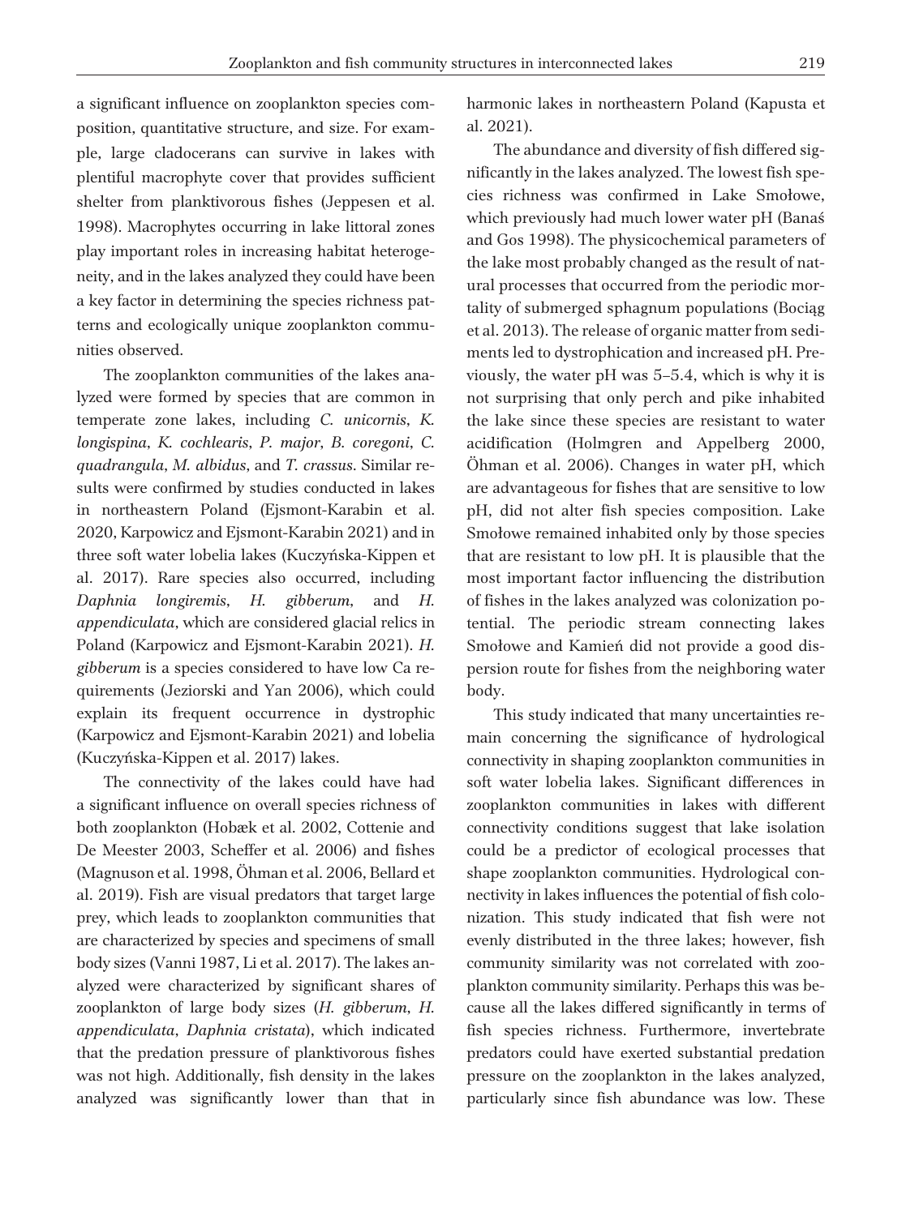a significant influence on zooplankton species composition, quantitative structure, and size. For example, large cladocerans can survive in lakes with plentiful macrophyte cover that provides sufficient shelter from planktivorous fishes (Jeppesen et al. 1998). Macrophytes occurring in lake littoral zones play important roles in increasing habitat heterogeneity, and in the lakes analyzed they could have been a key factor in determining the species richness patterns and ecologically unique zooplankton communities observed.

The zooplankton communities of the lakes analyzed were formed by species that are common in temperate zone lakes, including *C. unicornis*, *K. longispina*, *K. cochlearis*, *P. major*, *B. coregoni*, *C. quadrangula*, *M. albidus*, and *T. crassus*. Similar results were confirmed by studies conducted in lakes in northeastern Poland (Ejsmont-Karabin et al. 2020, Karpowicz and Ejsmont-Karabin 2021) and in three soft water lobelia lakes (Kuczyńska-Kippen et al. 2017). Rare species also occurred, including *Daphnia longiremis*, *H. gibberum*, and *H. appendiculata*, which are considered glacial relics in Poland (Karpowicz and Ejsmont-Karabin 2021). *H. gibberum* is a species considered to have low Ca requirements (Jeziorski and Yan 2006), which could explain its frequent occurrence in dystrophic (Karpowicz and Ejsmont-Karabin 2021) and lobelia (Kuczyńska-Kippen et al. 2017) lakes.

The connectivity of the lakes could have had a significant influence on overall species richness of both zooplankton (Hobæk et al. 2002, Cottenie and De Meester 2003, Scheffer et al. 2006) and fishes (Magnuson et al. 1998, Öhman et al. 2006, Bellard et al. 2019). Fish are visual predators that target large prey, which leads to zooplankton communities that are characterized by species and specimens of small body sizes (Vanni 1987, Li et al. 2017). The lakes analyzed were characterized by significant shares of zooplankton of large body sizes (*H. gibberum*, *H. appendiculata*, *Daphnia cristata*), which indicated that the predation pressure of planktivorous fishes was not high. Additionally, fish density in the lakes analyzed was significantly lower than that in harmonic lakes in northeastern Poland (Kapusta et al. 2021).

The abundance and diversity of fish differed significantly in the lakes analyzed. The lowest fish species richness was confirmed in Lake Smołowe, which previously had much lower water pH (Banaś and Gos 1998). The physicochemical parameters of the lake most probably changed as the result of natural processes that occurred from the periodic mortality of submerged sphagnum populations (Bociąg et al. 2013). The release of organic matter from sediments led to dystrophication and increased pH. Previously, the water pH was 5–5.4, which is why it is not surprising that only perch and pike inhabited the lake since these species are resistant to water acidification (Holmgren and Appelberg 2000, Öhman et al. 2006). Changes in water pH, which are advantageous for fishes that are sensitive to low pH, did not alter fish species composition. Lake Smołowe remained inhabited only by those species that are resistant to low pH. It is plausible that the most important factor influencing the distribution of fishes in the lakes analyzed was colonization potential. The periodic stream connecting lakes Smołowe and Kamień did not provide a good dispersion route for fishes from the neighboring water body.

This study indicated that many uncertainties remain concerning the significance of hydrological connectivity in shaping zooplankton communities in soft water lobelia lakes. Significant differences in zooplankton communities in lakes with different connectivity conditions suggest that lake isolation could be a predictor of ecological processes that shape zooplankton communities. Hydrological connectivity in lakes influences the potential of fish colonization. This study indicated that fish were not evenly distributed in the three lakes; however, fish community similarity was not correlated with zooplankton community similarity. Perhaps this was because all the lakes differed significantly in terms of fish species richness. Furthermore, invertebrate predators could have exerted substantial predation pressure on the zooplankton in the lakes analyzed, particularly since fish abundance was low. These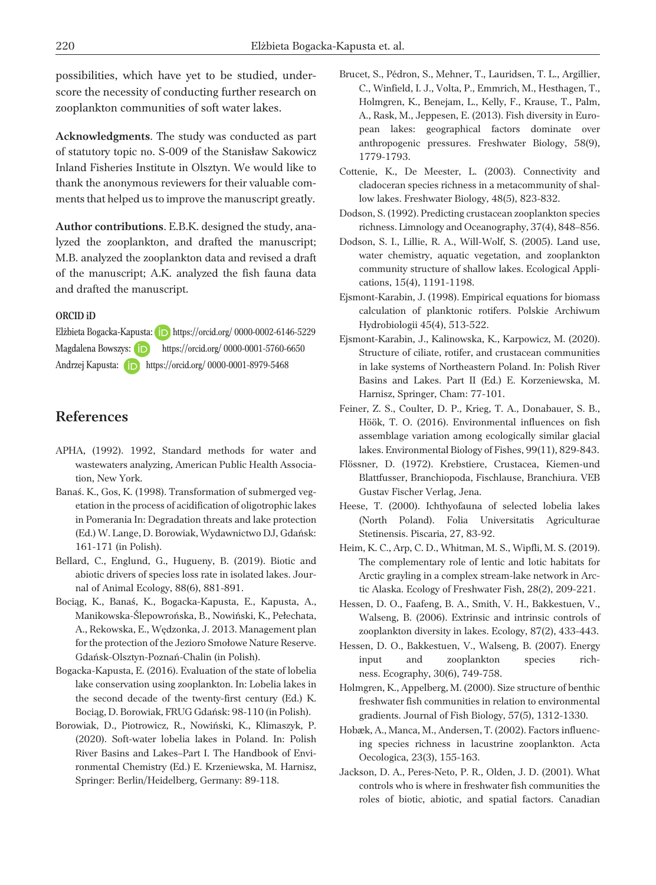possibilities, which have yet to be studied, underscore the necessity of conducting further research on zooplankton communities of soft water lakes.

**Acknowledgments**. The study was conducted as part of statutory topic no. S-009 of the Stanisław Sakowicz Inland Fisheries Institute in Olsztyn. We would like to thank the anonymous reviewers for their valuable comments that helped us to improve the manuscript greatly.

**Author contributions**. E.B.K. designed the study, analyzed the zooplankton, and drafted the manuscript; M.B. analyzed the zooplankton data and revised a draft of the manuscript; A.K. analyzed the fish fauna data and drafted the manuscript.

### ORCID iD

Elżbieta Bogacka-Kapusta: https://orcid.org/ 0000-0002-6146-5229
Magdalena Bowszys: https://orcid.org/ 0000-0001-5760-6650
Andrzej Kapusta: https://orcid.org/ 0000-0001-8979-5468

## References

APHA, (1992). 1992, Standard methods for water and wastewaters analyzing, American Public Health Association, New York.

Banaś. K., Gos, K. (1998). Transformation of submerged vegetation in the process of acidification of oligotrophic lakes in Pomerania In: Degradation threats and lake protection (Ed.) W. Lange, D. Borowiak, Wydawnictwo DJ, Gdańsk: 161-171 (in Polish).

Bellard, C., Englund, G., Hugueny, B. (2019). Biotic and abiotic drivers of species loss rate in isolated lakes. Journal of Animal Ecology, 88(6), 881-891.

Bociąg, K., Banaś, K., Bogacka-Kapusta, E., Kapusta, A., Manikowska-Ślepowrońska, B., Nowiński, K., Pełechata, A., Rekowska, E., Wędzonka, J. 2013. Management plan for the protection of the Jezioro Smołowe Nature Reserve. Gdańsk-Olsztyn-Poznań-Chalin (in Polish).

Bogacka-Kapusta, E. (2016). Evaluation of the state of lobelia lake conservation using zooplankton. In: Lobelia lakes in the second decade of the twenty-first century (Ed.) K. Bociąg, D. Borowiak, FRUG Gdańsk: 98-110 (in Polish).

Borowiak, D., Piotrowicz, R., Nowiński, K., Klimaszyk, P. (2020). Soft-water lobelia lakes in Poland. In: Polish River Basins and Lakes–Part I. The Handbook of Environmental Chemistry (Ed.) E. Krzeniewska, M. Harnisz, Springer: Berlin/Heidelberg, Germany: 89-118.

Brucet, S., Pédron, S., Mehner, T., Lauridsen, T. L., Argillier, C., Winfield, I. J., Volta, P., Emmrich, M., Hesthagen, T., Holmgren, K., Benejam, L., Kelly, F., Krause, T., Palm, A., Rask, M., Jeppesen, E. (2013). Fish diversity in European lakes: geographical factors dominate over anthropogenic pressures. Freshwater Biology, 58(9), 1779-1793.

Cottenie, K., De Meester, L. (2003). Connectivity and cladoceran species richness in a metacommunity of shallow lakes. Freshwater Biology, 48(5), 823-832.

Dodson, S. (1992). Predicting crustacean zooplankton species richness. Limnology and Oceanography, 37(4), 848–856.

Dodson, S. I., Lillie, R. A., Will-Wolf, S. (2005). Land use, water chemistry, aquatic vegetation, and zooplankton community structure of shallow lakes. Ecological Applications, 15(4), 1191-1198.

Ejsmont-Karabin, J. (1998). Empirical equations for biomass calculation of planktonic rotifers. Polskie Archiwum Hydrobiologii 45(4), 513-522.

Ejsmont-Karabin, J., Kalinowska, K., Karpowicz, M. (2020). Structure of ciliate, rotifer, and crustacean communities in lake systems of Northeastern Poland. In: Polish River Basins and Lakes. Part II (Ed.) E. Korzeniewska, M. Harnisz, Springer, Cham: 77-101.

Feiner, Z. S., Coulter, D. P., Krieg, T. A., Donabauer, S. B., Höök, T. O. (2016). Environmental influences on fish assemblage variation among ecologically similar glacial lakes. Environmental Biology of Fishes, 99(11), 829-843.

Flössner, D. (1972). Krebstiere, Crustacea, Kiemen-und Blattfusser, Branchiopoda, Fischlause, Branchiura. VEB Gustav Fischer Verlag, Jena.

Heese, T. (2000). Ichthyofauna of selected lobelia lakes (North Poland). Folia Universitatis Agriculturae Stetinensis. Piscaria, 27, 83-92.

Heim, K. C., Arp, C. D., Whitman, M. S., Wipfli, M. S. (2019). The complementary role of lentic and lotic habitats for Arctic grayling in a complex stream-lake network in Arctic Alaska. Ecology of Freshwater Fish, 28(2), 209-221.

Hessen, D. O., Faafeng, B. A., Smith, V. H., Bakkestuen, V., Walseng, B. (2006). Extrinsic and intrinsic controls of zooplankton diversity in lakes. Ecology, 87(2), 433-443.

Hessen, D. O., Bakkestuen, V., Walseng, B. (2007). Energy input and zooplankton species richness. Ecography, 30(6), 749-758.

Holmgren, K., Appelberg, M. (2000). Size structure of benthic freshwater fish communities in relation to environmental gradients. Journal of Fish Biology, 57(5), 1312-1330.

Hobæk, A., Manca, M., Andersen, T. (2002). Factors influencing species richness in lacustrine zooplankton. Acta Oecologica, 23(3), 155-163.

Jackson, D. A., Peres-Neto, P. R., Olden, J. D. (2001). What controls who is where in freshwater fish communities the roles of biotic, abiotic, and spatial factors. Canadian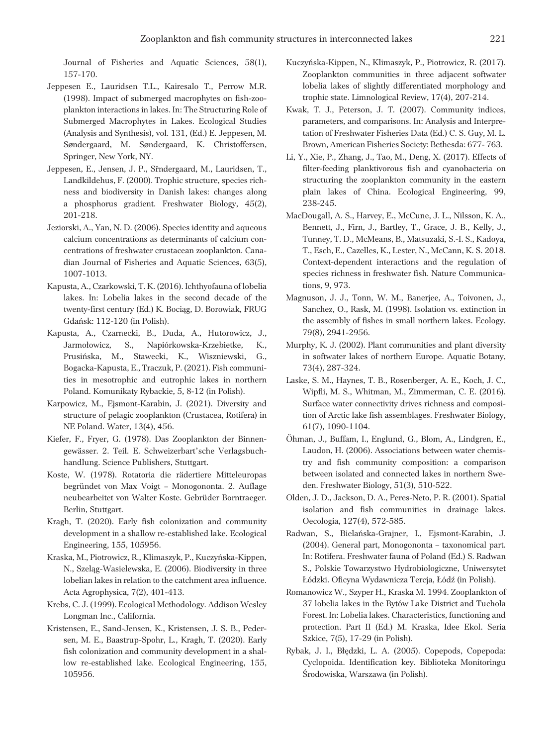Journal of Fisheries and Aquatic Sciences, 58(1), 157-170.

Jeppesen E., Lauridsen T.L., Kairesalo T., Perrow M.R. (1998). Impact of submerged macrophytes on fish-zooplankton interactions in lakes. In: The Structuring Role of Submerged Macrophytes in Lakes. Ecological Studies (Analysis and Synthesis), vol. 131, (Ed.) E. Jeppesen, M. Søndergaard, M. Søndergaard, K. Christoffersen, Springer, New York, NY.

Jeppesen, E., Jensen, J. P., Sřndergaard, M., Lauridsen, T., Landkildehus, F. (2000). Trophic structure, species richness and biodiversity in Danish lakes: changes along a phosphorus gradient. Freshwater Biology, 45(2), 201-218.

Jeziorski, A., Yan, N. D. (2006). Species identity and aqueous calcium concentrations as determinants of calcium concentrations of freshwater crustacean zooplankton. Canadian Journal of Fisheries and Aquatic Sciences, 63(5), 1007-1013.

Kapusta, A., Czarkowski, T. K. (2016). Ichthyofauna of lobelia lakes. In: Lobelia lakes in the second decade of the twenty-first century (Ed.) K. Bociąg, D. Borowiak, FRUG Gdańsk: 112-120 (in Polish).

Kapusta, A., Czarnecki, B., Duda, A., Hutorowicz, J., Jarmołowicz, S., Napiórkowska-Krzebietke, K., Prusińska, M., Stawecki, K., Wiszniewski, G., Bogacka-Kapusta, E., Traczuk, P. (2021). Fish communities in mesotrophic and eutrophic lakes in northern Poland. Komunikaty Rybackie, 5, 8-12 (in Polish).

Karpowicz, M., Ejsmont-Karabin, J. (2021). Diversity and structure of pelagic zooplankton (Crustacea, Rotifera) in NE Poland. Water, 13(4), 456.

Kiefer, F., Fryer, G. (1978). Das Zooplankton der Binnengewässer. 2. Teil. E. Schweizerbart'sche Verlagsbuchhandlung. Science Publishers, Stuttgart.

Koste, W. (1978). Rotatoria die rädertiere Mitteleuropas begründet von Max Voigt – Monogononta. 2. Auflage neubearbeitet von Walter Koste. Gebrüder Borntraeger. Berlin, Stuttgart.

Kragh, T. (2020). Early fish colonization and community development in a shallow re-established lake. Ecological Engineering, 155, 105956.

Kraska, M., Piotrowicz, R., Klimaszyk, P., Kuczyńska-Kippen, N., Szeląg-Wasielewska, E. (2006). Biodiversity in three lobelian lakes in relation to the catchment area influence. Acta Agrophysica, 7(2), 401-413.

Krebs, C. J. (1999). Ecological Methodology. Addison Wesley Longman Inc., California.

Kristensen, E., Sand-Jensen, K., Kristensen, J. S. B., Pedersen, M. E., Baastrup-Spohr, L., Kragh, T. (2020). Early fish colonization and community development in a shallow re-established lake. Ecological Engineering, 155, 105956.

Kuczyńska-Kippen, N., Klimaszyk, P., Piotrowicz, R. (2017). Zooplankton communities in three adjacent softwater lobelia lakes of slightly differentiated morphology and trophic state. Limnological Review, 17(4), 207-214.

Kwak, T. J., Peterson, J. T. (2007). Community indices, parameters, and comparisons. In: Analysis and Interpretation of Freshwater Fisheries Data (Ed.) C. S. Guy, M. L. Brown, American Fisheries Society: Bethesda: 677- 763.

Li, Y., Xie, P., Zhang, J., Tao, M., Deng, X. (2017). Effects of filter-feeding planktivorous fish and cyanobacteria on structuring the zooplankton community in the eastern plain lakes of China. Ecological Engineering, 99, 238-245.

MacDougall, A. S., Harvey, E., McCune, J. L., Nilsson, K. A., Bennett, J., Firn, J., Bartley, T., Grace, J. B., Kelly, J., Tunney, T. D., McMeans, B., Matsuzaki, S.-I. S., Kadoya, T., Esch, E., Cazelles, K., Lester, N., McCann, K. S. 2018. Context-dependent interactions and the regulation of species richness in freshwater fish. Nature Communications, 9, 973.

Magnuson, J. J., Tonn, W. M., Banerjee, A., Toivonen, J., Sanchez, O., Rask, M. (1998). Isolation vs. extinction in the assembly of fishes in small northern lakes. Ecology, 79(8), 2941-2956.

Murphy, K. J. (2002). Plant communities and plant diversity in softwater lakes of northern Europe. Aquatic Botany, 73(4), 287-324.

Laske, S. M., Haynes, T. B., Rosenberger, A. E., Koch, J. C., Wipfli, M. S., Whitman, M., Zimmerman, C. E. (2016). Surface water connectivity drives richness and composition of Arctic lake fish assemblages. Freshwater Biology, 61(7), 1090-1104.

Öhman, J., Buffam, I., Englund, G., Blom, A., Lindgren, E., Laudon, H. (2006). Associations between water chemistry and fish community composition: a comparison between isolated and connected lakes in northern Sweden. Freshwater Biology, 51(3), 510-522.

Olden, J. D., Jackson, D. A., Peres-Neto, P. R. (2001). Spatial isolation and fish communities in drainage lakes. Oecologia, 127(4), 572-585.

Radwan, S., Bielańska-Grajner, I., Ejsmont-Karabin, J. (2004). General part, Monogononta – taxonomical part. In: Rotifera. Freshwater fauna of Poland (Ed.) S. Radwan S., Polskie Towarzystwo Hydrobiologiczne, Uniwersytet Łódzki. Oficyna Wydawnicza Tercja, Łódź (in Polish).

Romanowicz W., Szyper H., Kraska M. 1994. Zooplankton of 37 lobelia lakes in the Bytów Lake District and Tuchola Forest. In: Lobelia lakes. Characteristics, functioning and protection. Part II (Ed.) M. Kraska, Idee Ekol. Seria Szkice, 7(5), 17-29 (in Polish).

Rybak, J. I., Błędzki, L. A. (2005). Copepods, Copepoda: Cyclopoida. Identification key. Biblioteka Monitoringu Środowiska, Warszawa (in Polish).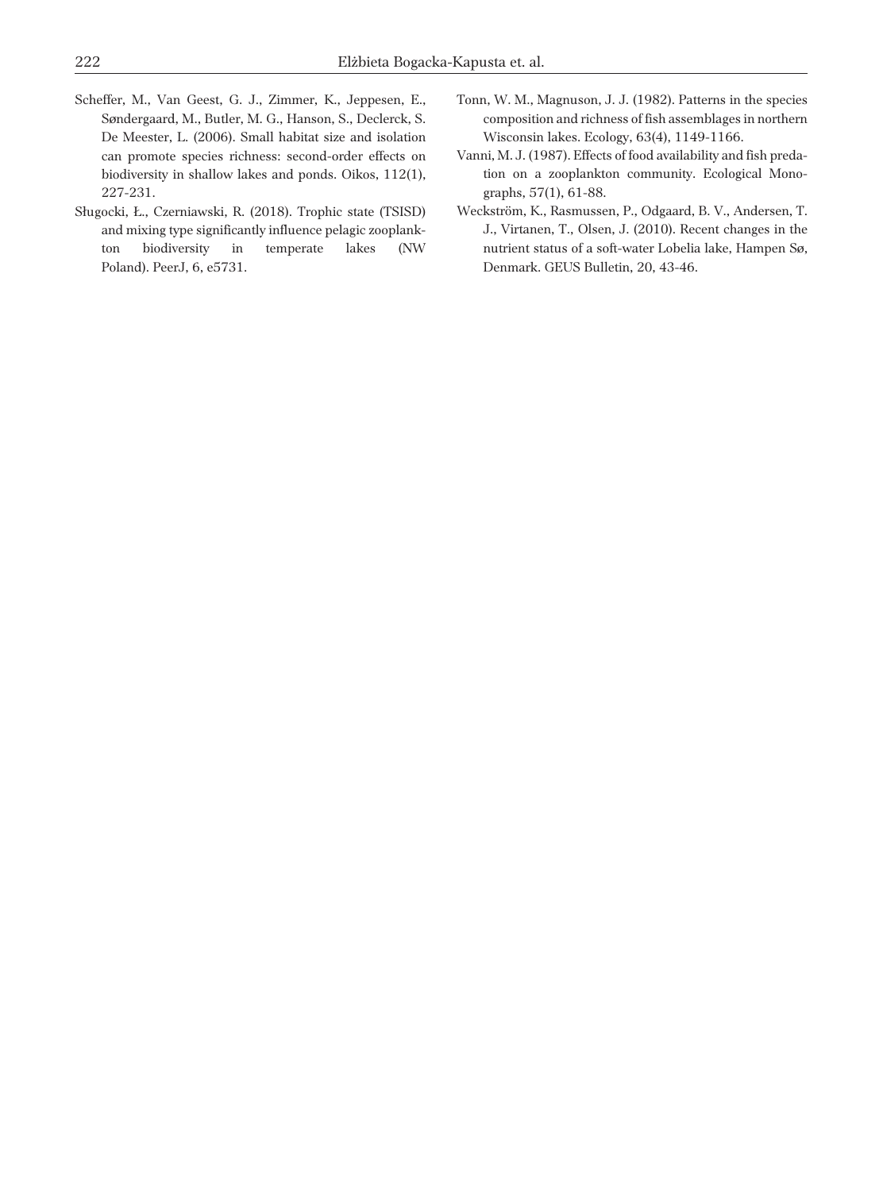Scheffer, M., Van Geest, G. J., Zimmer, K., Jeppesen, E., Søndergaard, M., Butler, M. G., Hanson, S., Declerck, S. De Meester, L. (2006). Small habitat size and isolation can promote species richness: second-order effects on biodiversity in shallow lakes and ponds. Oikos, 112(1), 227-231.

Sługocki, Ł., Czerniawski, R. (2018). Trophic state (TSISD) and mixing type significantly influence pelagic zooplankton biodiversity in temperate lakes (NW Poland). PeerJ, 6, e5731.

Tonn, W. M., Magnuson, J. J. (1982). Patterns in the species composition and richness of fish assemblages in northern Wisconsin lakes. Ecology, 63(4), 1149-1166.

Vanni, M. J. (1987). Effects of food availability and fish predation on a zooplankton community. Ecological Monographs, 57(1), 61-88.

Weckström, K., Rasmussen, P., Odgaard, B. V., Andersen, T. J., Virtanen, T., Olsen, J. (2010). Recent changes in the nutrient status of a soft-water Lobelia lake, Hampen Sø, Denmark. GEUS Bulletin, 20, 43-46.